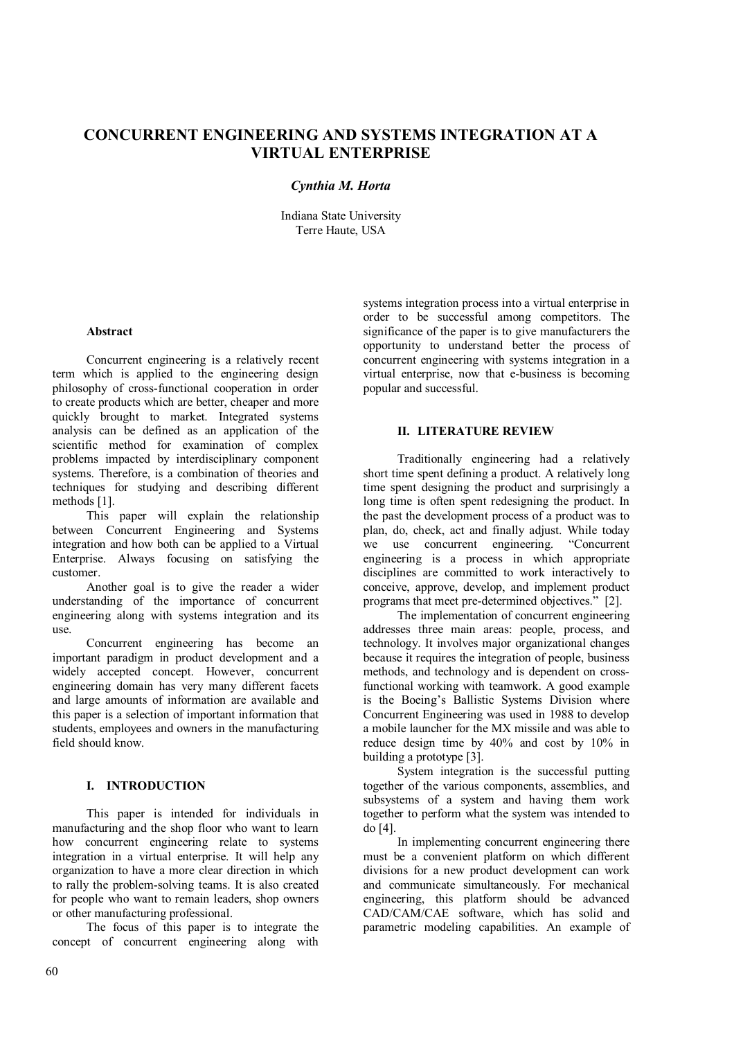# CONCURRENT ENGINEERING AND SYSTEMS INTEGRATION AT A VIRTUAL ENTERPRISE

***Cynthia M. Horta***

Indiana State University
Terre Haute, USA

## Abstract

Concurrent engineering is a relatively recent term which is applied to the engineering design philosophy of cross-functional cooperation in order to create products which are better, cheaper and more quickly brought to market. Integrated systems analysis can be defined as an application of the scientific method for examination of complex problems impacted by interdisciplinary component systems. Therefore, is a combination of theories and techniques for studying and describing different methods [1].

This paper will explain the relationship between Concurrent Engineering and Systems integration and how both can be applied to a Virtual Enterprise. Always focusing on satisfying the customer.

Another goal is to give the reader a wider understanding of the importance of concurrent engineering along with systems integration and its use.

Concurrent engineering has become an important paradigm in product development and a widely accepted concept. However, concurrent engineering domain has very many different facets and large amounts of information are available and this paper is a selection of important information that students, employees and owners in the manufacturing field should know.

## I. INTRODUCTION

This paper is intended for individuals in manufacturing and the shop floor who want to learn how concurrent engineering relate to systems integration in a virtual enterprise. It will help any organization to have a more clear direction in which to rally the problem-solving teams. It is also created for people who want to remain leaders, shop owners or other manufacturing professional.

The focus of this paper is to integrate the concept of concurrent engineering along with systems integration process into a virtual enterprise in order to be successful among competitors. The significance of the paper is to give manufacturers the opportunity to understand better the process of concurrent engineering with systems integration in a virtual enterprise, now that e-business is becoming popular and successful.

## II. LITERATURE REVIEW

Traditionally engineering had a relatively short time spent defining a product. A relatively long time spent designing the product and surprisingly a long time is often spent redesigning the product. In the past the development process of a product was to plan, do, check, act and finally adjust. While today we use concurrent engineering. "Concurrent engineering is a process in which appropriate disciplines are committed to work interactively to conceive, approve, develop, and implement product programs that meet pre-determined objectives." [2].

The implementation of concurrent engineering addresses three main areas: people, process, and technology. It involves major organizational changes because it requires the integration of people, business methods, and technology and is dependent on cross-functional working with teamwork. A good example is the Boeing's Ballistic Systems Division where Concurrent Engineering was used in 1988 to develop a mobile launcher for the MX missile and was able to reduce design time by 40% and cost by 10% in building a prototype [3].

System integration is the successful putting together of the various components, assemblies, and subsystems of a system and having them work together to perform what the system was intended to do [4].

In implementing concurrent engineering there must be a convenient platform on which different divisions for a new product development can work and communicate simultaneously. For mechanical engineering, this platform should be advanced CAD/CAM/CAE software, which has solid and parametric modeling capabilities. An example of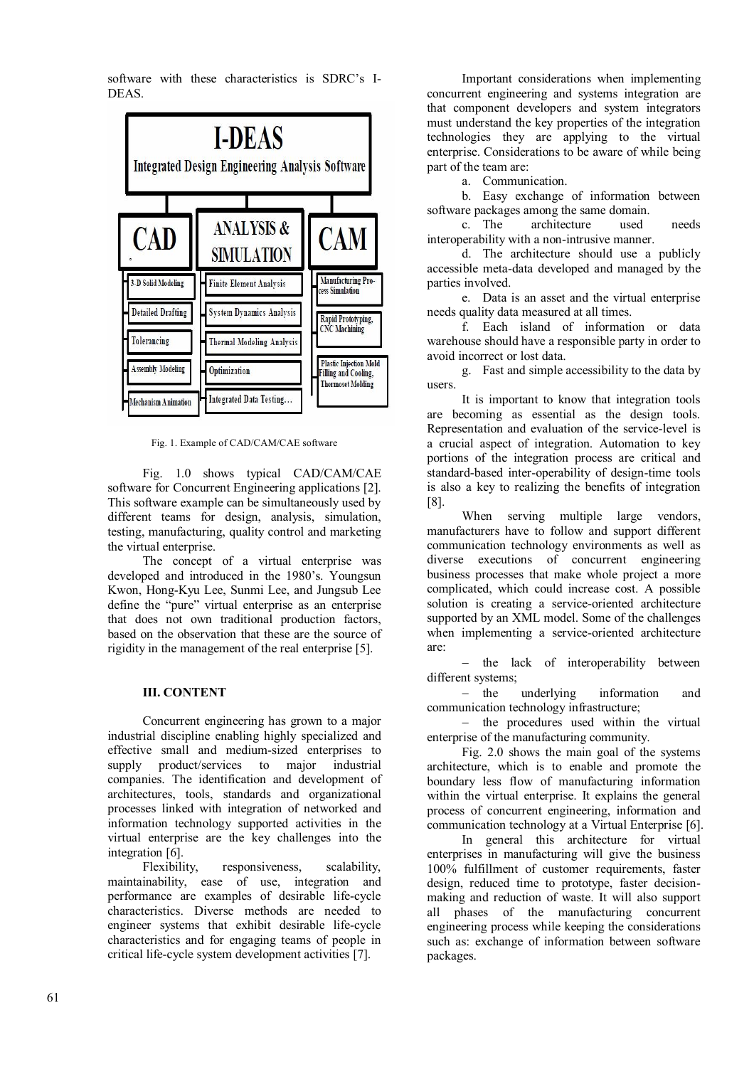software with these characteristics is SDRC's I-DEAS.

Fig. 1. Example of CAD/CAM/CAE software

Fig. 1.0 shows typical CAD/CAM/CAE software for Concurrent Engineering applications [2]. This software example can be simultaneously used by different teams for design, analysis, simulation, testing, manufacturing, quality control and marketing the virtual enterprise.

The concept of a virtual enterprise was developed and introduced in the 1980's. Youngsun Kwon, Hong-Kyu Lee, Sunmi Lee, and Jungsub Lee define the "pure" virtual enterprise as an enterprise that does not own traditional production factors, based on the observation that these are the source of rigidity in the management of the real enterprise [5].

## III. CONTENT

Concurrent engineering has grown to a major industrial discipline enabling highly specialized and effective small and medium-sized enterprises to supply product/services to major industrial companies. The identification and development of architectures, tools, standards and organizational processes linked with integration of networked and information technology supported activities in the virtual enterprise are the key challenges into the integration [6].

Flexibility, responsiveness, scalability, maintainability, ease of use, integration and performance are examples of desirable life-cycle characteristics. Diverse methods are needed to engineer systems that exhibit desirable life-cycle characteristics and for engaging teams of people in critical life-cycle system development activities [7].

Important considerations when implementing concurrent engineering and systems integration are that component developers and system integrators must understand the key properties of the integration technologies they are applying to the virtual enterprise. Considerations to be aware of while being part of the team are:

a. Communication.

b. Easy exchange of information between software packages among the same domain.

c. The architecture used needs interoperability with a non-intrusive manner.

d. The architecture should use a publicly accessible meta-data developed and managed by the parties involved.

e. Data is an asset and the virtual enterprise needs quality data measured at all times.

f. Each island of information or data warehouse should have a responsible party in order to avoid incorrect or lost data.

g. Fast and simple accessibility to the data by users.

It is important to know that integration tools are becoming as essential as the design tools. Representation and evaluation of the service-level is a crucial aspect of integration. Automation to key portions of the integration process are critical and standard-based inter-operability of design-time tools is also a key to realizing the benefits of integration [8].

When serving multiple large vendors, manufacturers have to follow and support different communication technology environments as well as diverse executions of concurrent engineering business processes that make whole project a more complicated, which could increase cost. A possible solution is creating a service-oriented architecture supported by an XML model. Some of the challenges when implementing a service-oriented architecture are:

- the lack of interoperability between different systems;
- the underlying information and communication technology infrastructure;
- the procedures used within the virtual enterprise of the manufacturing community.

Fig. 2.0 shows the main goal of the systems architecture, which is to enable and promote the boundary less flow of manufacturing information within the virtual enterprise. It explains the general process of concurrent engineering, information and communication technology at a Virtual Enterprise [6].

In general this architecture for virtual enterprises in manufacturing will give the business 100% fulfillment of customer requirements, faster design, reduced time to prototype, faster decision-making and reduction of waste. It will also support all phases of the manufacturing concurrent engineering process while keeping the considerations such as: exchange of information between software packages.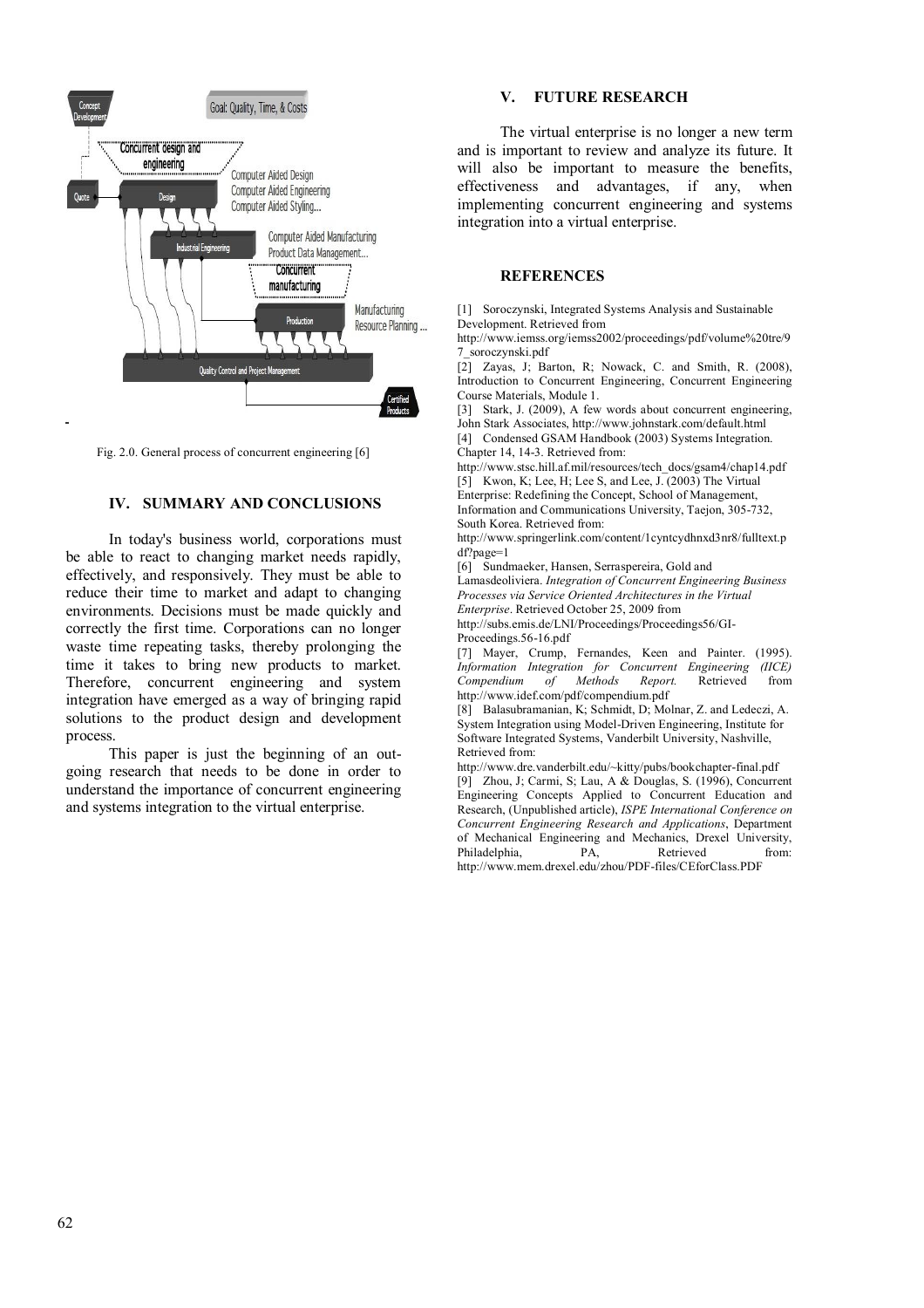Concept Development

Goal: Quality, Time, & Costs

Concurrent design and engineering

Quote

Design

Computer Aided Design
Computer Aided Engineering
Computer Aided Styling...

Industrial Engineering

Computer Aided Manufacturing
Product Data Management...

Concurrent manufacturing

Production

Manufacturing Resource Planning ...

Quality Control and Project Management

Certified Products

Fig. 2.0. General process of concurrent engineering [6]

## IV. SUMMARY AND CONCLUSIONS

In today's business world, corporations must be able to react to changing market needs rapidly, effectively, and responsively. They must be able to reduce their time to market and adapt to changing environments. Decisions must be made quickly and correctly the first time. Corporations can no longer waste time repeating tasks, thereby prolonging the time it takes to bring new products to market. Therefore, concurrent engineering and system integration have emerged as a way of bringing rapid solutions to the product design and development process.

This paper is just the beginning of an out-going research that needs to be done in order to understand the importance of concurrent engineering and systems integration to the virtual enterprise.

## V. FUTURE RESEARCH

The virtual enterprise is no longer a new term and is important to review and analyze its future. It will also be important to measure the benefits, effectiveness and advantages, if any, when implementing concurrent engineering and systems integration into a virtual enterprise.

## REFERENCES

[1] Soroczynski, Integrated Systems Analysis and Sustainable Development. Retrieved from http://www.iemss.org/iemss2002/proceedings/pdf/volume%20tre/97_soroczynski.pdf

[2] Zayas, J; Barton, R; Nowack, C. and Smith, R. (2008), Introduction to Concurrent Engineering, Concurrent Engineering Course Materials, Module 1.

[3] Stark, J. (2009), A few words about concurrent engineering, John Stark Associates, http://www.johnstark.com/default.html

[4] Condensed GSAM Handbook (2003) Systems Integration. Chapter 14, 14-3. Retrieved from: http://www.stsc.hill.af.mil/resources/tech_docs/gsam4/chap14.pdf

[5] Kwon, K; Lee, H; Lee S, and Lee, J. (2003) The Virtual Enterprise: Redefining the Concept, School of Management, Information and Communications University, Taejon, 305-732, South Korea. Retrieved from: http://www.springerlink.com/content/1cyntcydhnxd3nr8/fulltext.pdf?page=1

[6] Sundmaeker, Hansen, Serraspereira, Gold and Lamasdeoliviera. *Integration of Concurrent Engineering Business Processes via Service Oriented Architectures in the Virtual Enterprise*. Retrieved October 25, 2009 from http://subs.emis.de/LNI/Proceedings/Proceedings56/GI-Proceedings.56-16.pdf

[7] Mayer, Crump, Fernandes, Keen and Painter. (1995). *Information Integration for Concurrent Engineering (IICE) Compendium of Methods Report.* Retrieved from http://www.idef.com/pdf/compendium.pdf

[8] Balasubramanian, K; Schmidt, D; Molnar, Z. and Ledeczi, A. System Integration using Model-Driven Engineering, Institute for Software Integrated Systems, Vanderbilt University, Nashville, Retrieved from: http://www.dre.vanderbilt.edu/~kitty/pubs/bookchapter-final.pdf

[9] Zhou, J; Carmi, S; Lau, A & Douglas, S. (1996), Concurrent Engineering Concepts Applied to Concurrent Education and Research, (Unpublished article), *ISPE International Conference on Concurrent Engineering Research and Applications*, Department of Mechanical Engineering and Mechanics, Drexel University, Philadelphia, PA, Retrieved from: http://www.mem.drexel.edu/zhou/PDF-files/CEforClass.PDF